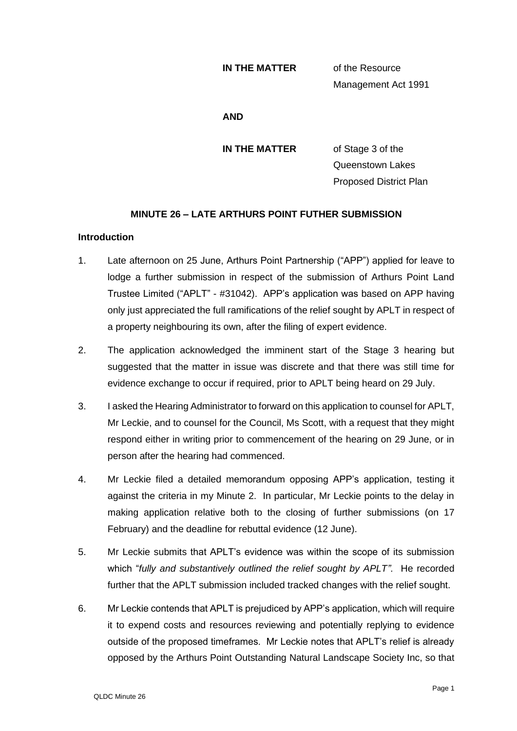**IN THE MATTER** of the Resource Management Act 1991

**AND**

**IN THE MATTER** of Stage 3 of the Queenstown Lakes Proposed District Plan

**MINUTE 26 – LATE ARTHURS POINT FUTHER SUBMISSION**

**Introduction**

1. Late afternoon on 25 June, Arthurs Point Partnership ("APP") applied for leave to lodge a further submission in respect of the submission of Arthurs Point Land Trustee Limited ("APLT" - #31042). APP's application was based on APP having only just appreciated the full ramifications of the relief sought by APLT in respect of a property neighbouring its own, after the filing of expert evidence.

2. The application acknowledged the imminent start of the Stage 3 hearing but suggested that the matter in issue was discrete and that there was still time for evidence exchange to occur if required, prior to APLT being heard on 29 July.

3. I asked the Hearing Administrator to forward on this application to counsel for APLT, Mr Leckie, and to counsel for the Council, Ms Scott, with a request that they might respond either in writing prior to commencement of the hearing on 29 June, or in person after the hearing had commenced.

4. Mr Leckie filed a detailed memorandum opposing APP's application, testing it against the criteria in my Minute 2. In particular, Mr Leckie points to the delay in making application relative both to the closing of further submissions (on 17 February) and the deadline for rebuttal evidence (12 June).

5. Mr Leckie submits that APLT's evidence was within the scope of its submission which "*fully and substantively outlined the relief sought by APLT".* He recorded further that the APLT submission included tracked changes with the relief sought.

6. Mr Leckie contends that APLT is prejudiced by APP's application, which will require it to expend costs and resources reviewing and potentially replying to evidence outside of the proposed timeframes. Mr Leckie notes that APLT's relief is already opposed by the Arthurs Point Outstanding Natural Landscape Society Inc, so that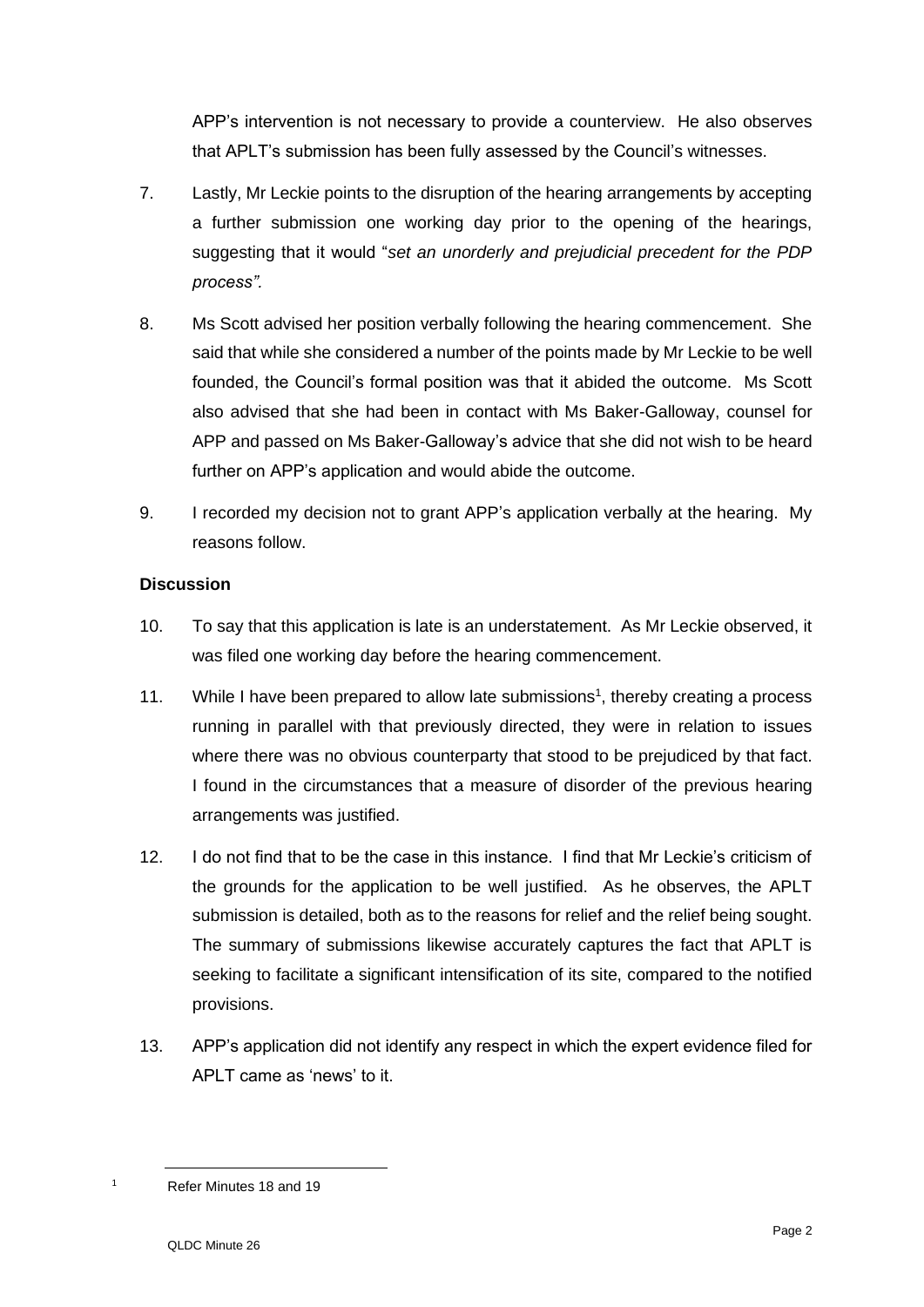APP's intervention is not necessary to provide a counterview. He also observes that APLT's submission has been fully assessed by the Council's witnesses.

7. Lastly, Mr Leckie points to the disruption of the hearing arrangements by accepting a further submission one working day prior to the opening of the hearings, suggesting that it would "*set an unorderly and prejudicial precedent for the PDP process".*

8. Ms Scott advised her position verbally following the hearing commencement. She said that while she considered a number of the points made by Mr Leckie to be well founded, the Council's formal position was that it abided the outcome. Ms Scott also advised that she had been in contact with Ms Baker-Galloway, counsel for APP and passed on Ms Baker-Galloway's advice that she did not wish to be heard further on APP's application and would abide the outcome.

9. I recorded my decision not to grant APP's application verbally at the hearing. My reasons follow.

**Discussion**

10. To say that this application is late is an understatement. As Mr Leckie observed, it was filed one working day before the hearing commencement.

11. While I have been prepared to allow late submissions[1], thereby creating a process running in parallel with that previously directed, they were in relation to issues where there was no obvious counterparty that stood to be prejudiced by that fact. I found in the circumstances that a measure of disorder of the previous hearing arrangements was justified.

12. I do not find that to be the case in this instance. I find that Mr Leckie's criticism of the grounds for the application to be well justified. As he observes, the APLT submission is detailed, both as to the reasons for relief and the relief being sought. The summary of submissions likewise accurately captures the fact that APLT is seeking to facilitate a significant intensification of its site, compared to the notified provisions.

13. APP's application did not identify any respect in which the expert evidence filed for APLT came as 'news' to it.

[1] Refer Minutes 18 and 19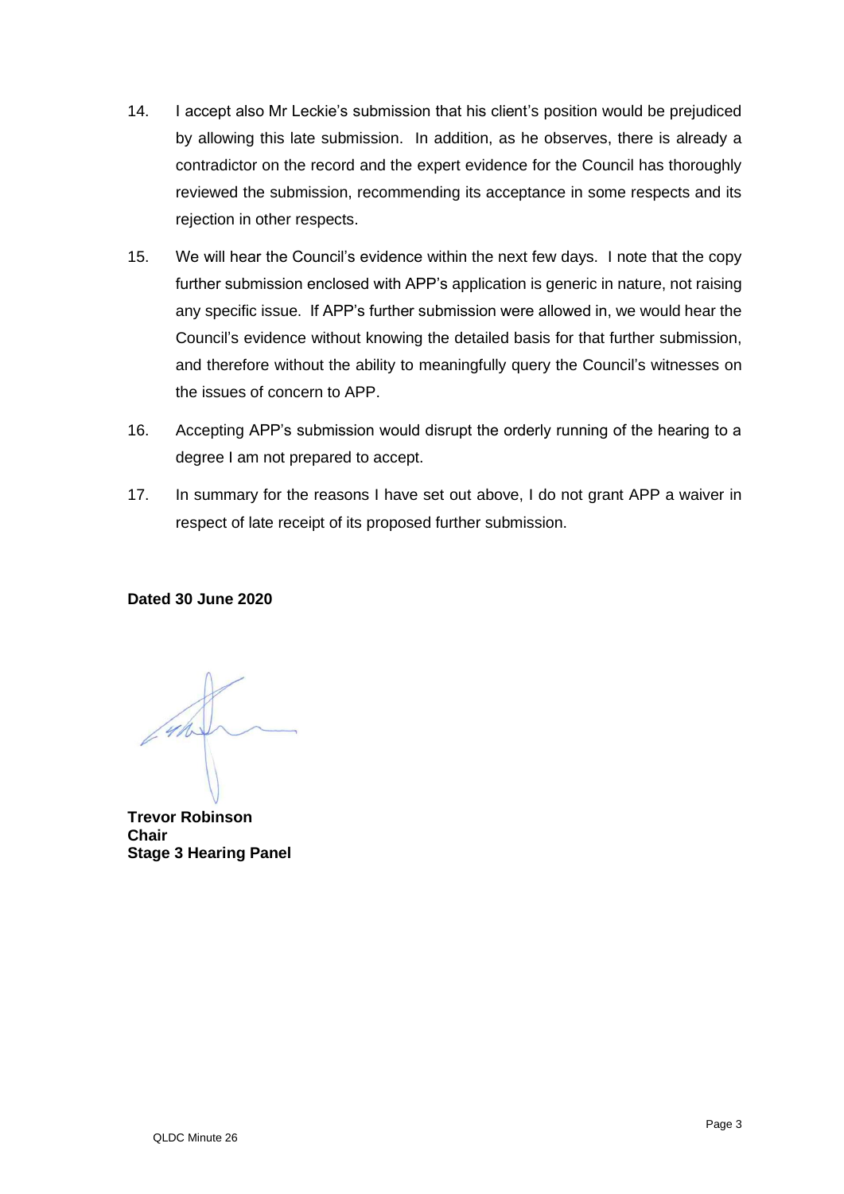14. I accept also Mr Leckie's submission that his client's position would be prejudiced by allowing this late submission. In addition, as he observes, there is already a contradictor on the record and the expert evidence for the Council has thoroughly reviewed the submission, recommending its acceptance in some respects and its rejection in other respects.

15. We will hear the Council's evidence within the next few days. I note that the copy further submission enclosed with APP's application is generic in nature, not raising any specific issue. If APP's further submission were allowed in, we would hear the Council's evidence without knowing the detailed basis for that further submission, and therefore without the ability to meaningfully query the Council's witnesses on the issues of concern to APP.

16. Accepting APP's submission would disrupt the orderly running of the hearing to a degree I am not prepared to accept.

17. In summary for the reasons I have set out above, I do not grant APP a waiver in respect of late receipt of its proposed further submission.

**Dated 30 June 2020**

**Trevor Robinson**
**Chair**
**Stage 3 Hearing Panel**